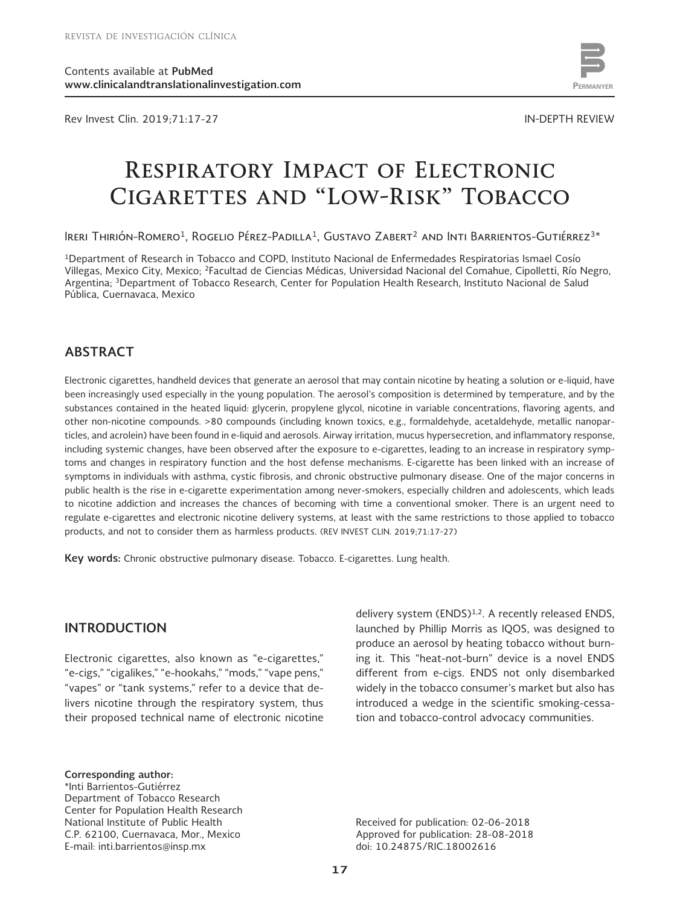# Respiratory Impact of Electronic Cigarettes and "Low-Risk" Tobacco

Ireri Thirión-Romero[1], Rogelio Pérez-Padilla[1], Gustavo Zabert[2] and Inti Barrientos-Gutiérrez[3]*

[1]Department of Research in Tobacco and COPD, Instituto Nacional de Enfermedades Respiratorias Ismael Cosío Villegas, Mexico City, Mexico; [2]Facultad de Ciencias Médicas, Universidad Nacional del Comahue, Cipolletti, Río Negro, Argentina; [3]Department of Tobacco Research, Center for Population Health Research, Instituto Nacional de Salud Pública, Cuernavaca, Mexico

## ABSTRACT

Electronic cigarettes, handheld devices that generate an aerosol that may contain nicotine by heating a solution or e-liquid, have been increasingly used especially in the young population. The aerosol's composition is determined by temperature, and by the substances contained in the heated liquid: glycerin, propylene glycol, nicotine in variable concentrations, flavoring agents, and other non-nicotine compounds. >80 compounds (including known toxics, e.g., formaldehyde, acetaldehyde, metallic nanoparticles, and acrolein) have been found in e-liquid and aerosols. Airway irritation, mucus hypersecretion, and inflammatory response, including systemic changes, have been observed after the exposure to e-cigarettes, leading to an increase in respiratory symptoms and changes in respiratory function and the host defense mechanisms. E-cigarette has been linked with an increase of symptoms in individuals with asthma, cystic fibrosis, and chronic obstructive pulmonary disease. One of the major concerns in public health is the rise in e-cigarette experimentation among never-smokers, especially children and adolescents, which leads to nicotine addiction and increases the chances of becoming with time a conventional smoker. There is an urgent need to regulate e-cigarettes and electronic nicotine delivery systems, at least with the same restrictions to those applied to tobacco products, and not to consider them as harmless products. (REV INVEST CLIN. 2019;71:17-27)

**Key words:** Chronic obstructive pulmonary disease. Tobacco. E-cigarettes. Lung health.

## INTRODUCTION

Electronic cigarettes, also known as "e-cigarettes," "e-cigs," "cigalikes," "e-hookahs," "mods," "vape pens," "vapes" or "tank systems," refer to a device that delivers nicotine through the respiratory system, thus their proposed technical name of electronic nicotine delivery system (ENDS)[1,2]. A recently released ENDS, launched by Phillip Morris as IQOS, was designed to produce an aerosol by heating tobacco without burning it. This "heat-not-burn" device is a novel ENDS different from e-cigs. ENDS not only disembarked widely in the tobacco consumer's market but also has introduced a wedge in the scientific smoking-cessation and tobacco-control advocacy communities.

**Corresponding author:**
*Inti Barrientos-Gutiérrez
Department of Tobacco Research
Center for Population Health Research
National Institute of Public Health
C.P. 62100, Cuernavaca, Mor., Mexico
E-mail: inti.barrientos@insp.mx

Received for publication: 02-06-2018
Approved for publication: 28-08-2018
doi: 10.24875/RIC.18002616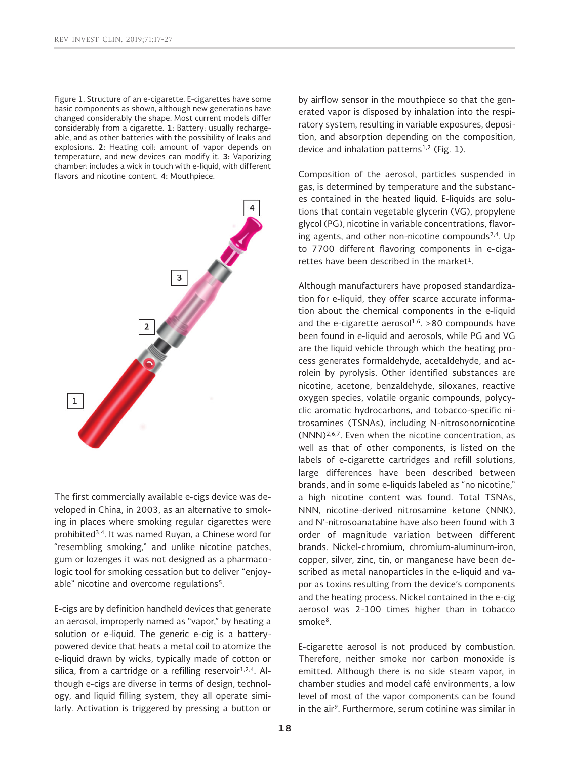Figure 1. Structure of an e-cigarette. E-cigarettes have some basic components as shown, although new generations have changed considerably the shape. Most current models differ considerably from a cigarette. **1:** Battery: usually rechargeable, and as other batteries with the possibility of leaks and explosions. **2:** Heating coil: amount of vapor depends on temperature, and new devices can modify it. **3:** Vaporizing chamber: includes a wick in touch with e-liquid, with different flavors and nicotine content. **4:** Mouthpiece.

The first commercially available e-cigs device was developed in China, in 2003, as an alternative to smoking in places where smoking regular cigarettes were prohibited[3,4]. It was named Ruyan, a Chinese word for "resembling smoking," and unlike nicotine patches, gum or lozenges it was not designed as a pharmacologic tool for smoking cessation but to deliver "enjoyable" nicotine and overcome regulations[5].

E-cigs are by definition handheld devices that generate an aerosol, improperly named as "vapor," by heating a solution or e-liquid. The generic e-cig is a battery-powered device that heats a metal coil to atomize the e-liquid drawn by wicks, typically made of cotton or silica, from a cartridge or a refilling reservoir[1,2,4]. Although e-cigs are diverse in terms of design, technology, and liquid filling system, they all operate similarly. Activation is triggered by pressing a button or by airflow sensor in the mouthpiece so that the generated vapor is disposed by inhalation into the respiratory system, resulting in variable exposures, deposition, and absorption depending on the composition, device and inhalation patterns[1,2] (Fig. 1).

Composition of the aerosol, particles suspended in gas, is determined by temperature and the substances contained in the heated liquid. E-liquids are solutions that contain vegetable glycerin (VG), propylene glycol (PG), nicotine in variable concentrations, flavoring agents, and other non-nicotine compounds[2,4]. Up to 7700 different flavoring components in e-cigarettes have been described in the market[1].

Although manufacturers have proposed standardization for e-liquid, they offer scarce accurate information about the chemical components in the e-liquid and the e-cigarette aerosol[1,6]. >80 compounds have been found in e-liquid and aerosols, while PG and VG are the liquid vehicle through which the heating process generates formaldehyde, acetaldehyde, and acrolein by pyrolysis. Other identified substances are nicotine, acetone, benzaldehyde, siloxanes, reactive oxygen species, volatile organic compounds, polycyclic aromatic hydrocarbons, and tobacco-specific nitrosamines (TSNAs), including N-nitrosonornicotine (NNN)[2,6,7]. Even when the nicotine concentration, as well as that of other components, is listed on the labels of e-cigarette cartridges and refill solutions, large differences have been described between brands, and in some e-liquids labeled as "no nicotine," a high nicotine content was found. Total TSNAs, NNN, nicotine-derived nitrosamine ketone (NNK), and N′-nitrosoanatabine have also been found with 3 order of magnitude variation between different brands. Nickel-chromium, chromium-aluminum-iron, copper, silver, zinc, tin, or manganese have been described as metal nanoparticles in the e-liquid and vapor as toxins resulting from the device's components and the heating process. Nickel contained in the e-cig aerosol was 2-100 times higher than in tobacco smoke[8].

E-cigarette aerosol is not produced by combustion. Therefore, neither smoke nor carbon monoxide is emitted. Although there is no side steam vapor, in chamber studies and model café environments, a low level of most of the vapor components can be found in the air[9]. Furthermore, serum cotinine was similar in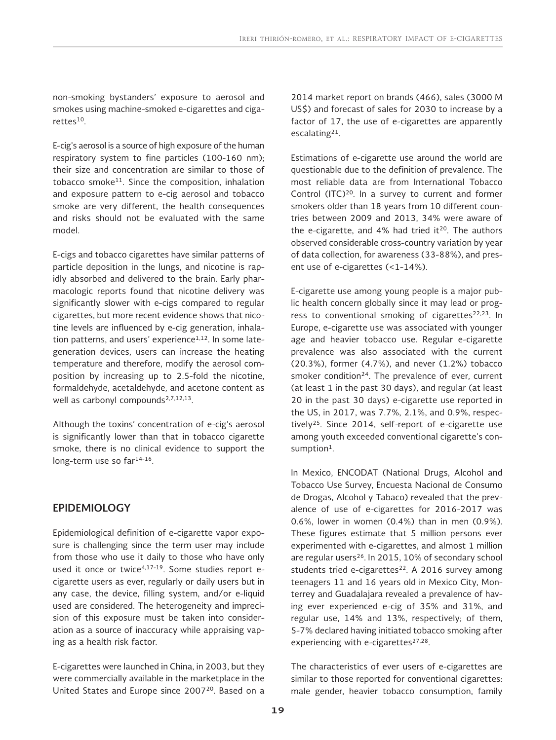non-smoking bystanders' exposure to aerosol and smokes using machine-smoked e-cigarettes and cigarettes[10].

E-cig's aerosol is a source of high exposure of the human respiratory system to fine particles (100-160 nm); their size and concentration are similar to those of tobacco smoke[11]. Since the composition, inhalation and exposure pattern to e-cig aerosol and tobacco smoke are very different, the health consequences and risks should not be evaluated with the same model.

E-cigs and tobacco cigarettes have similar patterns of particle deposition in the lungs, and nicotine is rapidly absorbed and delivered to the brain. Early pharmacologic reports found that nicotine delivery was significantly slower with e-cigs compared to regular cigarettes, but more recent evidence shows that nicotine levels are influenced by e-cig generation, inhalation patterns, and users' experience[1,12]. In some late-generation devices, users can increase the heating temperature and therefore, modify the aerosol composition by increasing up to 2.5-fold the nicotine, formaldehyde, acetaldehyde, and acetone content as well as carbonyl compounds[2,7,12,13].

Although the toxins' concentration of e-cig's aerosol is significantly lower than that in tobacco cigarette smoke, there is no clinical evidence to support the long-term use so far[14-16].

## EPIDEMIOLOGY

Epidemiological definition of e-cigarette vapor exposure is challenging since the term user may include from those who use it daily to those who have only used it once or twice[4,17-19]. Some studies report e-cigarette users as ever, regularly or daily users but in any case, the device, filling system, and/or e-liquid used are considered. The heterogeneity and imprecision of this exposure must be taken into consideration as a source of inaccuracy while appraising vaping as a health risk factor.

E-cigarettes were launched in China, in 2003, but they were commercially available in the marketplace in the United States and Europe since 2007[20]. Based on a 2014 market report on brands (466), sales (3000 M US$) and forecast of sales for 2030 to increase by a factor of 17, the use of e-cigarettes are apparently escalating[21].

Estimations of e-cigarette use around the world are questionable due to the definition of prevalence. The most reliable data are from International Tobacco Control (ITC)[20]. In a survey to current and former smokers older than 18 years from 10 different countries between 2009 and 2013, 34% were aware of the e-cigarette, and 4% had tried it[20]. The authors observed considerable cross-country variation by year of data collection, for awareness (33-88%), and present use of e-cigarettes (<1-14%).

E-cigarette use among young people is a major public health concern globally since it may lead or progress to conventional smoking of cigarettes[22,23]. In Europe, e-cigarette use was associated with younger age and heavier tobacco use. Regular e-cigarette prevalence was also associated with the current (20.3%), former (4.7%), and never (1.2%) tobacco smoker condition[24]. The prevalence of ever, current (at least 1 in the past 30 days), and regular (at least 20 in the past 30 days) e-cigarette use reported in the US, in 2017, was 7.7%, 2.1%, and 0.9%, respectively[25]. Since 2014, self-report of e-cigarette use among youth exceeded conventional cigarette's consumption[1].

In Mexico, ENCODAT (National Drugs, Alcohol and Tobacco Use Survey, Encuesta Nacional de Consumo de Drogas, Alcohol y Tabaco) revealed that the prevalence of use of e-cigarettes for 2016-2017 was 0.6%, lower in women (0.4%) than in men (0.9%). These figures estimate that 5 million persons ever experimented with e-cigarettes, and almost 1 million are regular users[26]. In 2015, 10% of secondary school students tried e-cigarettes[22]. A 2016 survey among teenagers 11 and 16 years old in Mexico City, Monterrey and Guadalajara revealed a prevalence of having ever experienced e-cig of 35% and 31%, and regular use, 14% and 13%, respectively; of them, 5-7% declared having initiated tobacco smoking after experiencing with e-cigarettes[27,28].

The characteristics of ever users of e-cigarettes are similar to those reported for conventional cigarettes: male gender, heavier tobacco consumption, family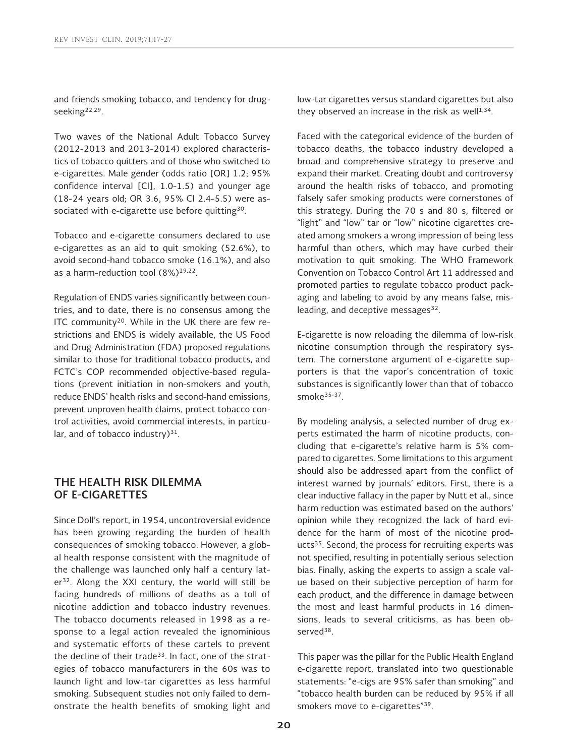and friends smoking tobacco, and tendency for drug-seeking[22,29].

Two waves of the National Adult Tobacco Survey (2012-2013 and 2013-2014) explored characteristics of tobacco quitters and of those who switched to e-cigarettes. Male gender (odds ratio [OR] 1.2; 95% confidence interval [CI], 1.0-1.5) and younger age (18-24 years old; OR 3.6, 95% CI 2.4-5.5) were associated with e-cigarette use before quitting[30].

Tobacco and e-cigarette consumers declared to use e-cigarettes as an aid to quit smoking (52.6%), to avoid second-hand tobacco smoke (16.1%), and also as a harm-reduction tool (8%)[19,22].

Regulation of ENDS varies significantly between countries, and to date, there is no consensus among the ITC community[20]. While in the UK there are few restrictions and ENDS is widely available, the US Food and Drug Administration (FDA) proposed regulations similar to those for traditional tobacco products, and FCTC's COP recommended objective-based regulations (prevent initiation in non-smokers and youth, reduce ENDS' health risks and second-hand emissions, prevent unproven health claims, protect tobacco control activities, avoid commercial interests, in particular, and of tobacco industry)[31].

## THE HEALTH RISK DILEMMA OF E-CIGARETTES

Since Doll's report, in 1954, uncontroversial evidence has been growing regarding the burden of health consequences of smoking tobacco. However, a global health response consistent with the magnitude of the challenge was launched only half a century later[32]. Along the XXI century, the world will still be facing hundreds of millions of deaths as a toll of nicotine addiction and tobacco industry revenues. The tobacco documents released in 1998 as a response to a legal action revealed the ignominious and systematic efforts of these cartels to prevent the decline of their trade[33]. In fact, one of the strategies of tobacco manufacturers in the 60s was to launch light and low-tar cigarettes as less harmful smoking. Subsequent studies not only failed to demonstrate the health benefits of smoking light and low-tar cigarettes versus standard cigarettes but also they observed an increase in the risk as well[1,34].

Faced with the categorical evidence of the burden of tobacco deaths, the tobacco industry developed a broad and comprehensive strategy to preserve and expand their market. Creating doubt and controversy around the health risks of tobacco, and promoting falsely safer smoking products were cornerstones of this strategy. During the 70 s and 80 s, filtered or "light" and "low" tar or "low" nicotine cigarettes created among smokers a wrong impression of being less harmful than others, which may have curbed their motivation to quit smoking. The WHO Framework Convention on Tobacco Control Art 11 addressed and promoted parties to regulate tobacco product packaging and labeling to avoid by any means false, misleading, and deceptive messages[32].

E-cigarette is now reloading the dilemma of low-risk nicotine consumption through the respiratory system. The cornerstone argument of e-cigarette supporters is that the vapor's concentration of toxic substances is significantly lower than that of tobacco smoke[35-37].

By modeling analysis, a selected number of drug experts estimated the harm of nicotine products, concluding that e-cigarette's relative harm is 5% compared to cigarettes. Some limitations to this argument should also be addressed apart from the conflict of interest warned by journals' editors. First, there is a clear inductive fallacy in the paper by Nutt et al., since harm reduction was estimated based on the authors' opinion while they recognized the lack of hard evidence for the harm of most of the nicotine products[35]. Second, the process for recruiting experts was not specified, resulting in potentially serious selection bias. Finally, asking the experts to assign a scale value based on their subjective perception of harm for each product, and the difference in damage between the most and least harmful products in 16 dimensions, leads to several criticisms, as has been observed[38].

This paper was the pillar for the Public Health England e-cigarette report, translated into two questionable statements: "e-cigs are 95% safer than smoking" and "tobacco health burden can be reduced by 95% if all smokers move to e-cigarettes"[39].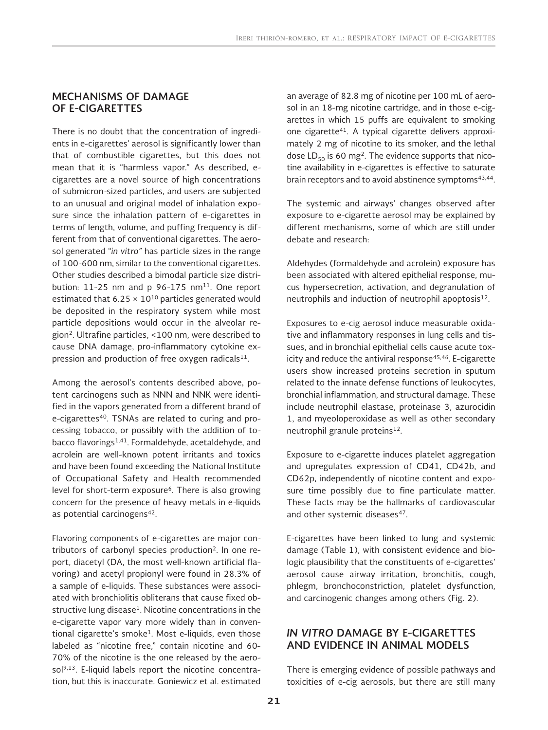## MECHANISMS OF DAMAGE OF E-CIGARETTES

There is no doubt that the concentration of ingredients in e-cigarettes' aerosol is significantly lower than that of combustible cigarettes, but this does not mean that it is "harmless vapor." As described, e-cigarettes are a novel source of high concentrations of submicron-sized particles, and users are subjected to an unusual and original model of inhalation exposure since the inhalation pattern of e-cigarettes in terms of length, volume, and puffing frequency is different from that of conventional cigarettes. The aerosol generated *"in vitro"* has particle sizes in the range of 100-600 nm, similar to the conventional cigarettes. Other studies described a bimodal particle size distribution: 11-25 nm and p 96-175 nm[11]. One report estimated that $6.25 \times 10^{10}$ particles generated would be deposited in the respiratory system while most particle depositions would occur in the alveolar region[2]. Ultrafine particles, <100 nm, were described to cause DNA damage, pro-inflammatory cytokine expression and production of free oxygen radicals[11].

Among the aerosol's contents described above, potent carcinogens such as NNN and NNK were identified in the vapors generated from a different brand of e-cigarettes[40]. TSNAs are related to curing and processing tobacco, or possibly with the addition of tobacco flavorings[1,41]. Formaldehyde, acetaldehyde, and acrolein are well-known potent irritants and toxics and have been found exceeding the National Institute of Occupational Safety and Health recommended level for short-term exposure[6]. There is also growing concern for the presence of heavy metals in e-liquids as potential carcinogens[42].

Flavoring components of e-cigarettes are major contributors of carbonyl species production[2]. In one report, diacetyl (DA, the most well-known artificial flavoring) and acetyl propionyl were found in 28.3% of a sample of e-liquids. These substances were associated with bronchiolitis obliterans that cause fixed obstructive lung disease[1]. Nicotine concentrations in the e-cigarette vapor vary more widely than in conventional cigarette's smoke[1]. Most e-liquids, even those labeled as "nicotine free," contain nicotine and 60-70% of the nicotine is the one released by the aerosol[9,13]. E-liquid labels report the nicotine concentration, but this is inaccurate. Goniewicz et al. estimated an average of 82.8 mg of nicotine per 100 mL of aerosol in an 18-mg nicotine cartridge, and in those e-cigarettes in which 15 puffs are equivalent to smoking one cigarette[41]. A typical cigarette delivers approximately 2 mg of nicotine to its smoker, and the lethal dose $LD_{50}$ is 60 mg[2]. The evidence supports that nicotine availability in e-cigarettes is effective to saturate brain receptors and to avoid abstinence symptoms[43,44].

The systemic and airways' changes observed after exposure to e-cigarette aerosol may be explained by different mechanisms, some of which are still under debate and research:

Aldehydes (formaldehyde and acrolein) exposure has been associated with altered epithelial response, mucus hypersecretion, activation, and degranulation of neutrophils and induction of neutrophil apoptosis[12].

Exposures to e-cig aerosol induce measurable oxidative and inflammatory responses in lung cells and tissues, and in bronchial epithelial cells cause acute toxicity and reduce the antiviral response[45,46]. E-cigarette users show increased proteins secretion in sputum related to the innate defense functions of leukocytes, bronchial inflammation, and structural damage. These include neutrophil elastase, proteinase 3, azurocidin 1, and myeoloperoxidase as well as other secondary neutrophil granule proteins[12].

Exposure to e-cigarette induces platelet aggregation and upregulates expression of CD41, CD42b, and CD62p, independently of nicotine content and exposure time possibly due to fine particulate matter. These facts may be the hallmarks of cardiovascular and other systemic diseases[47].

E-cigarettes have been linked to lung and systemic damage (Table 1), with consistent evidence and biologic plausibility that the constituents of e-cigarettes' aerosol cause airway irritation, bronchitis, cough, phlegm, bronchoconstriction, platelet dysfunction, and carcinogenic changes among others (Fig. 2).

## *IN VITRO* DAMAGE BY E-CIGARETTES AND EVIDENCE IN ANIMAL MODELS

There is emerging evidence of possible pathways and toxicities of e-cig aerosols, but there are still many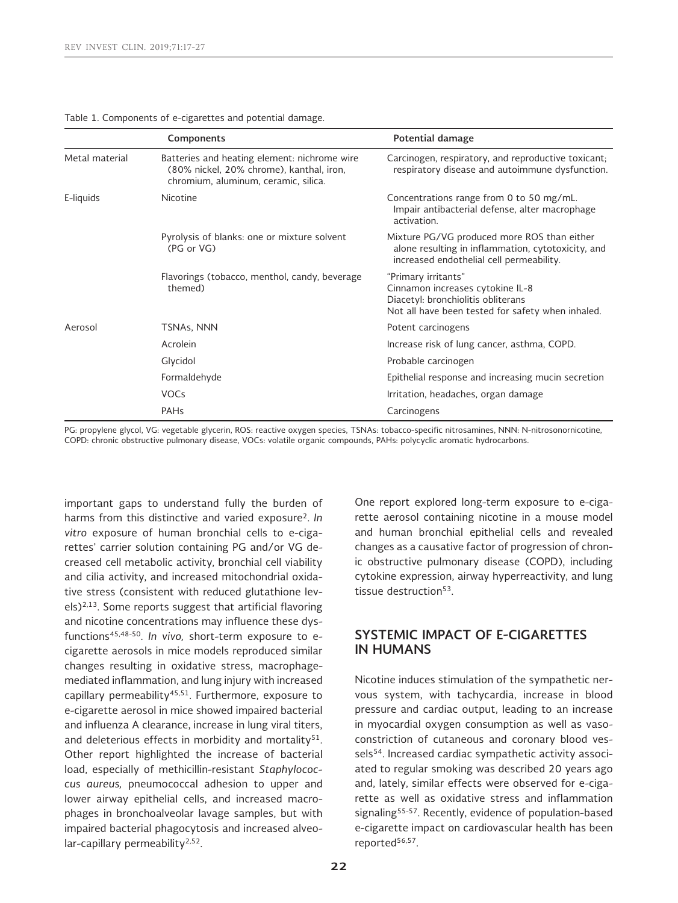Table 1. Components of e-cigarettes and potential damage.

| | Components | Potential damage |
|---|---|---|
| Metal material | Batteries and heating element: nichrome wire (80% nickel, 20% chrome), kanthal, iron, chromium, aluminum, ceramic, silica. | Carcinogen, respiratory, and reproductive toxicant; respiratory disease and autoimmune dysfunction. |
| E-liquids | Nicotine | Concentrations range from 0 to 50 mg/mL. Impair antibacterial defense, alter macrophage activation. |
| | Pyrolysis of blanks: one or mixture solvent (PG or VG) | Mixture PG/VG produced more ROS than either alone resulting in inflammation, cytotoxicity, and increased endothelial cell permeability. |
| | Flavorings (tobacco, menthol, candy, beverage themed) | "Primary irritants" Cinnamon increases cytokine IL-8 Diacetyl: bronchiolitis obliterans Not all have been tested for safety when inhaled. |
| Aerosol | TSNAs, NNN | Potent carcinogens |
| | Acrolein | Increase risk of lung cancer, asthma, COPD. |
| | Glycidol | Probable carcinogen |
| | Formaldehyde | Epithelial response and increasing mucin secretion |
| | VOCs | Irritation, headaches, organ damage |
| | PAHs | Carcinogens |

PG: propylene glycol, VG: vegetable glycerin, ROS: reactive oxygen species, TSNAs: tobacco-specific nitrosamines, NNN: N-nitrosonornicotine, COPD: chronic obstructive pulmonary disease, VOCs: volatile organic compounds, PAHs: polycyclic aromatic hydrocarbons.

important gaps to understand fully the burden of harms from this distinctive and varied exposure[2]. *In vitro* exposure of human bronchial cells to e-cigarettes' carrier solution containing PG and/or VG decreased cell metabolic activity, bronchial cell viability and cilia activity, and increased mitochondrial oxidative stress (consistent with reduced glutathione levels)[2,13]. Some reports suggest that artificial flavoring and nicotine concentrations may influence these dysfunctions[45,48-50]. *In vivo,* short-term exposure to e-cigarette aerosols in mice models reproduced similar changes resulting in oxidative stress, macrophage-mediated inflammation, and lung injury with increased capillary permeability[45,51]. Furthermore, exposure to e-cigarette aerosol in mice showed impaired bacterial and influenza A clearance, increase in lung viral titers, and deleterious effects in morbidity and mortality[51]. Other report highlighted the increase of bacterial load, especially of methicillin-resistant *Staphylococcus aureus,* pneumococcal adhesion to upper and lower airway epithelial cells, and increased macrophages in bronchoalveolar lavage samples, but with impaired bacterial phagocytosis and increased alveolar-capillary permeability[2,52].

One report explored long-term exposure to e-cigarette aerosol containing nicotine in a mouse model and human bronchial epithelial cells and revealed changes as a causative factor of progression of chronic obstructive pulmonary disease (COPD), including cytokine expression, airway hyperreactivity, and lung tissue destruction[53].

## SYSTEMIC IMPACT OF E-CIGARETTES IN HUMANS

Nicotine induces stimulation of the sympathetic nervous system, with tachycardia, increase in blood pressure and cardiac output, leading to an increase in myocardial oxygen consumption as well as vasoconstriction of cutaneous and coronary blood vessels[54]. Increased cardiac sympathetic activity associated to regular smoking was described 20 years ago and, lately, similar effects were observed for e-cigarette as well as oxidative stress and inflammation signaling[55-57]. Recently, evidence of population-based e-cigarette impact on cardiovascular health has been reported[56,57].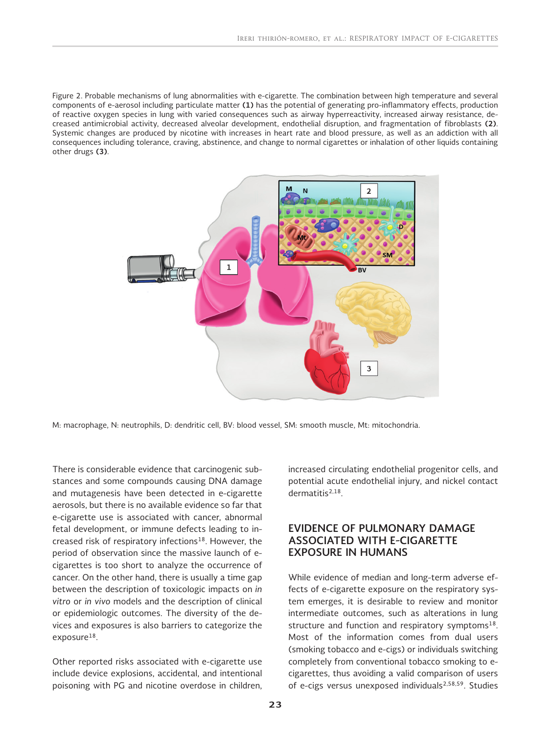Figure 2. Probable mechanisms of lung abnormalities with e-cigarette. The combination between high temperature and several components of e-aerosol including particulate matter **(1)** has the potential of generating pro-inflammatory effects, production of reactive oxygen species in lung with varied consequences such as airway hyperreactivity, increased airway resistance, decreased antimicrobial activity, decreased alveolar development, endothelial disruption, and fragmentation of fibroblasts **(2)**. Systemic changes are produced by nicotine with increases in heart rate and blood pressure, as well as an addiction with all consequences including tolerance, craving, abstinence, and change to normal cigarettes or inhalation of other liquids containing other drugs **(3)**.

M: macrophage, N: neutrophils, D: dendritic cell, BV: blood vessel, SM: smooth muscle, Mt: mitochondria.

There is considerable evidence that carcinogenic substances and some compounds causing DNA damage and mutagenesis have been detected in e-cigarette aerosols, but there is no available evidence so far that e-cigarette use is associated with cancer, abnormal fetal development, or immune defects leading to increased risk of respiratory infections[18]. However, the period of observation since the massive launch of e-cigarettes is too short to analyze the occurrence of cancer. On the other hand, there is usually a time gap between the description of toxicologic impacts on *in vitro* or *in vivo* models and the description of clinical or epidemiologic outcomes. The diversity of the devices and exposures is also barriers to categorize the exposure[18].

Other reported risks associated with e-cigarette use include device explosions, accidental, and intentional poisoning with PG and nicotine overdose in children, increased circulating endothelial progenitor cells, and potential acute endothelial injury, and nickel contact dermatitis[2,18].

## EVIDENCE OF PULMONARY DAMAGE ASSOCIATED WITH E-CIGARETTE EXPOSURE IN HUMANS

While evidence of median and long-term adverse effects of e-cigarette exposure on the respiratory system emerges, it is desirable to review and monitor intermediate outcomes, such as alterations in lung structure and function and respiratory symptoms[18]. Most of the information comes from dual users (smoking tobacco and e-cigs) or individuals switching completely from conventional tobacco smoking to e-cigarettes, thus avoiding a valid comparison of users of e-cigs versus unexposed individuals[2,58,59]. Studies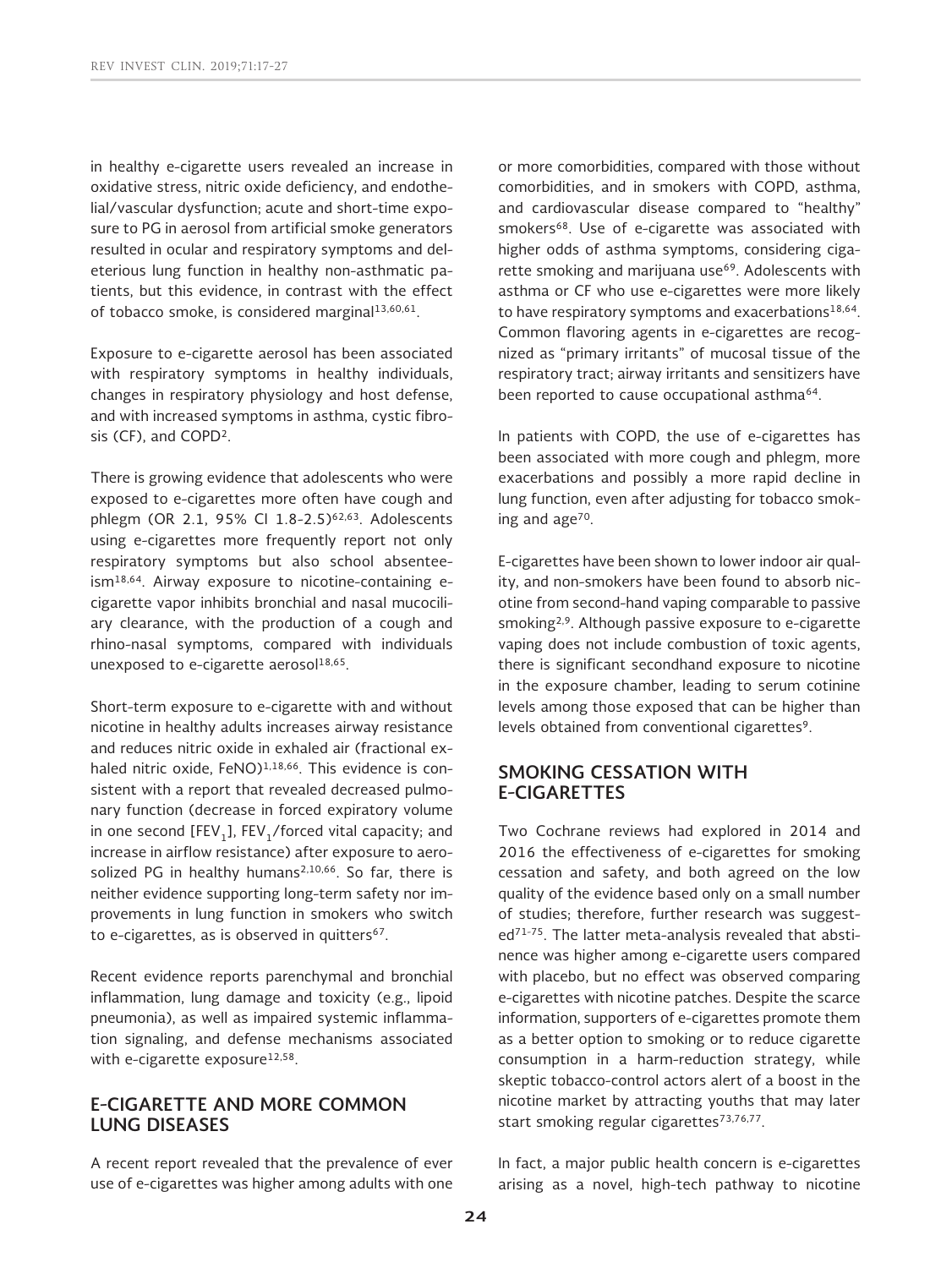in healthy e-cigarette users revealed an increase in oxidative stress, nitric oxide deficiency, and endothelial/vascular dysfunction; acute and short-time exposure to PG in aerosol from artificial smoke generators resulted in ocular and respiratory symptoms and deleterious lung function in healthy non-asthmatic patients, but this evidence, in contrast with the effect of tobacco smoke, is considered marginal[13,60,61].

Exposure to e-cigarette aerosol has been associated with respiratory symptoms in healthy individuals, changes in respiratory physiology and host defense, and with increased symptoms in asthma, cystic fibrosis (CF), and COPD[2].

There is growing evidence that adolescents who were exposed to e-cigarettes more often have cough and phlegm (OR 2.1, 95% CI 1.8-2.5)[62,63]. Adolescents using e-cigarettes more frequently report not only respiratory symptoms but also school absenteeism[18,64]. Airway exposure to nicotine-containing e-cigarette vapor inhibits bronchial and nasal mucociliary clearance, with the production of a cough and rhino-nasal symptoms, compared with individuals unexposed to e-cigarette aerosol[18,65].

Short-term exposure to e-cigarette with and without nicotine in healthy adults increases airway resistance and reduces nitric oxide in exhaled air (fractional exhaled nitric oxide, FeNO)[1,18,66]. This evidence is consistent with a report that revealed decreased pulmonary function (decrease in forced expiratory volume in one second [$FEV_1$], $FEV_1$/forced vital capacity; and increase in airflow resistance) after exposure to aerosolized PG in healthy humans[2,10,66]. So far, there is neither evidence supporting long-term safety nor improvements in lung function in smokers who switch to e-cigarettes, as is observed in quitters[67].

Recent evidence reports parenchymal and bronchial inflammation, lung damage and toxicity (e.g., lipoid pneumonia), as well as impaired systemic inflammation signaling, and defense mechanisms associated with e-cigarette exposure[12,58].

## E-CIGARETTE AND MORE COMMON LUNG DISEASES

A recent report revealed that the prevalence of ever use of e-cigarettes was higher among adults with one or more comorbidities, compared with those without comorbidities, and in smokers with COPD, asthma, and cardiovascular disease compared to "healthy" smokers[68]. Use of e-cigarette was associated with higher odds of asthma symptoms, considering cigarette smoking and marijuana use[69]. Adolescents with asthma or CF who use e-cigarettes were more likely to have respiratory symptoms and exacerbations[18,64]. Common flavoring agents in e-cigarettes are recognized as "primary irritants" of mucosal tissue of the respiratory tract; airway irritants and sensitizers have been reported to cause occupational asthma[64].

In patients with COPD, the use of e-cigarettes has been associated with more cough and phlegm, more exacerbations and possibly a more rapid decline in lung function, even after adjusting for tobacco smoking and age[70].

E-cigarettes have been shown to lower indoor air quality, and non-smokers have been found to absorb nicotine from second-hand vaping comparable to passive smoking[2,9]. Although passive exposure to e-cigarette vaping does not include combustion of toxic agents, there is significant secondhand exposure to nicotine in the exposure chamber, leading to serum cotinine levels among those exposed that can be higher than levels obtained from conventional cigarettes[9].

## SMOKING CESSATION WITH E-CIGARETTES

Two Cochrane reviews had explored in 2014 and 2016 the effectiveness of e-cigarettes for smoking cessation and safety, and both agreed on the low quality of the evidence based only on a small number of studies; therefore, further research was suggested[71-75]. The latter meta-analysis revealed that abstinence was higher among e-cigarette users compared with placebo, but no effect was observed comparing e-cigarettes with nicotine patches. Despite the scarce information, supporters of e-cigarettes promote them as a better option to smoking or to reduce cigarette consumption in a harm-reduction strategy, while skeptic tobacco-control actors alert of a boost in the nicotine market by attracting youths that may later start smoking regular cigarettes[73,76,77].

In fact, a major public health concern is e-cigarettes arising as a novel, high-tech pathway to nicotine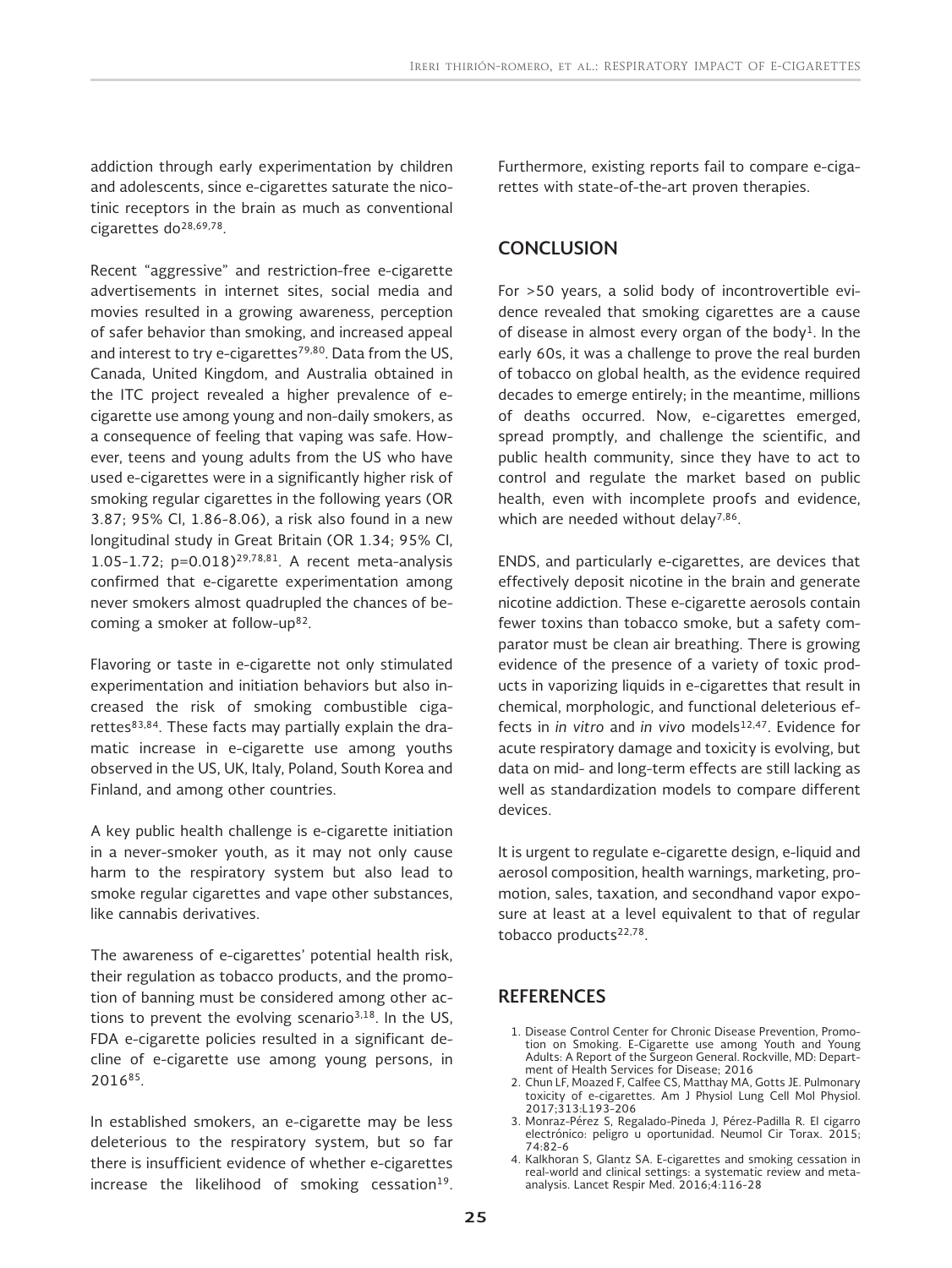addiction through early experimentation by children and adolescents, since e-cigarettes saturate the nicotinic receptors in the brain as much as conventional cigarettes do[28,69,78].

Recent "aggressive" and restriction-free e-cigarette advertisements in internet sites, social media and movies resulted in a growing awareness, perception of safer behavior than smoking, and increased appeal and interest to try e-cigarettes[79,80]. Data from the US, Canada, United Kingdom, and Australia obtained in the ITC project revealed a higher prevalence of e-cigarette use among young and non-daily smokers, as a consequence of feeling that vaping was safe. However, teens and young adults from the US who have used e-cigarettes were in a significantly higher risk of smoking regular cigarettes in the following years (OR 3.87; 95% CI, 1.86-8.06), a risk also found in a new longitudinal study in Great Britain (OR 1.34; 95% CI, 1.05-1.72; p=0.018)[29,78,81]. A recent meta-analysis confirmed that e-cigarette experimentation among never smokers almost quadrupled the chances of becoming a smoker at follow-up[82].

Flavoring or taste in e-cigarette not only stimulated experimentation and initiation behaviors but also increased the risk of smoking combustible cigarettes[83,84]. These facts may partially explain the dramatic increase in e-cigarette use among youths observed in the US, UK, Italy, Poland, South Korea and Finland, and among other countries.

A key public health challenge is e-cigarette initiation in a never-smoker youth, as it may not only cause harm to the respiratory system but also lead to smoke regular cigarettes and vape other substances, like cannabis derivatives.

The awareness of e-cigarettes' potential health risk, their regulation as tobacco products, and the promotion of banning must be considered among other actions to prevent the evolving scenario[3,18]. In the US, FDA e-cigarette policies resulted in a significant decline of e-cigarette use among young persons, in 2016[85].

In established smokers, an e-cigarette may be less deleterious to the respiratory system, but so far there is insufficient evidence of whether e-cigarettes increase the likelihood of smoking cessation[19]. Furthermore, existing reports fail to compare e-cigarettes with state-of-the-art proven therapies.

## CONCLUSION

For >50 years, a solid body of incontrovertible evidence revealed that smoking cigarettes are a cause of disease in almost every organ of the body[1]. In the early 60s, it was a challenge to prove the real burden of tobacco on global health, as the evidence required decades to emerge entirely; in the meantime, millions of deaths occurred. Now, e-cigarettes emerged, spread promptly, and challenge the scientific, and public health community, since they have to act to control and regulate the market based on public health, even with incomplete proofs and evidence, which are needed without delay[7,86].

ENDS, and particularly e-cigarettes, are devices that effectively deposit nicotine in the brain and generate nicotine addiction. These e-cigarette aerosols contain fewer toxins than tobacco smoke, but a safety comparator must be clean air breathing. There is growing evidence of the presence of a variety of toxic products in vaporizing liquids in e-cigarettes that result in chemical, morphologic, and functional deleterious effects in *in vitro* and *in vivo* models[12,47]. Evidence for acute respiratory damage and toxicity is evolving, but data on mid- and long-term effects are still lacking as well as standardization models to compare different devices.

It is urgent to regulate e-cigarette design, e-liquid and aerosol composition, health warnings, marketing, promotion, sales, taxation, and secondhand vapor exposure at least at a level equivalent to that of regular tobacco products[22,78].

## REFERENCES

1. Disease Control Center for Chronic Disease Prevention, Promotion on Smoking. E-Cigarette use among Youth and Young Adults: A Report of the Surgeon General. Rockville, MD: Department of Health Services for Disease; 2016
2. Chun LF, Moazed F, Calfee CS, Matthay MA, Gotts JE. Pulmonary toxicity of e-cigarettes. Am J Physiol Lung Cell Mol Physiol. 2017;313:L193-206
3. Monraz-Pérez S, Regalado-Pineda J, Pérez-Padilla R. El cigarro electrónico: peligro u oportunidad. Neumol Cir Torax. 2015; 74:82-6
4. Kalkhoran S, Glantz SA. E-cigarettes and smoking cessation in real-world and clinical settings: a systematic review and meta-analysis. Lancet Respir Med. 2016;4:116-28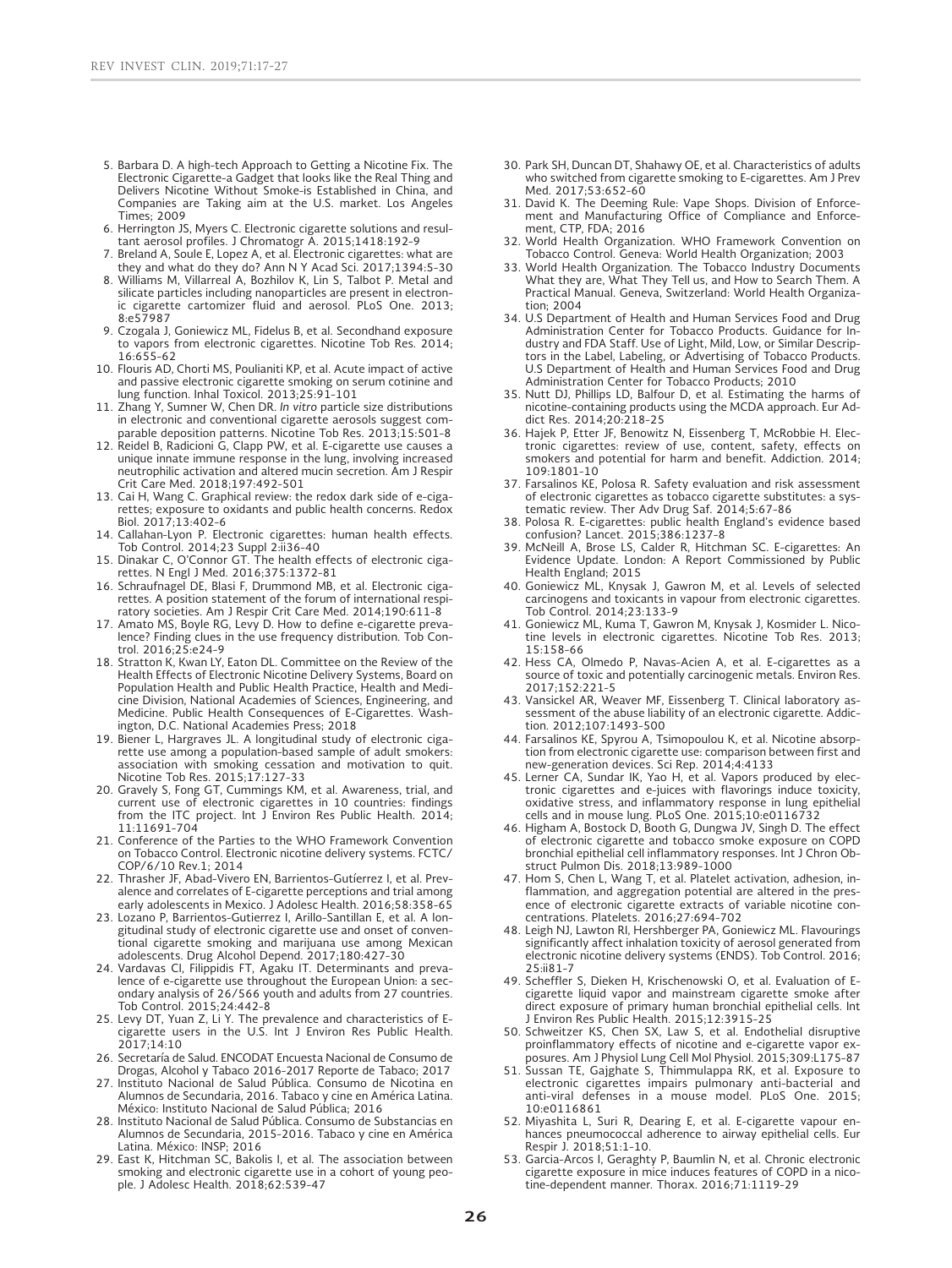5. Barbara D. A high-tech Approach to Getting a Nicotine Fix. The Electronic Cigarette-a Gadget that looks like the Real Thing and Delivers Nicotine Without Smoke-is Established in China, and Companies are Taking aim at the U.S. market. Los Angeles Times; 2009
6. Herrington JS, Myers C. Electronic cigarette solutions and resultant aerosol profiles. J Chromatogr A. 2015;1418:192-9
7. Breland A, Soule E, Lopez A, et al. Electronic cigarettes: what are they and what do they do? Ann N Y Acad Sci. 2017;1394:5-30
8. Williams M, Villarreal A, Bozhilov K, Lin S, Talbot P. Metal and silicate particles including nanoparticles are present in electronic cigarette cartomizer fluid and aerosol. PLoS One. 2013; 8:e57987
9. Czogala J, Goniewicz ML, Fidelus B, et al. Secondhand exposure to vapors from electronic cigarettes. Nicotine Tob Res. 2014; 16:655-62
10. Flouris AD, Chorti MS, Poulianiti KP, et al. Acute impact of active and passive electronic cigarette smoking on serum cotinine and lung function. Inhal Toxicol. 2013;25:91-101
11. Zhang Y, Sumner W, Chen DR. *In vitro* particle size distributions in electronic and conventional cigarette aerosols suggest comparable deposition patterns. Nicotine Tob Res. 2013;15:501-8
12. Reidel B, Radicioni G, Clapp PW, et al. E-cigarette use causes a unique innate immune response in the lung, involving increased neutrophilic activation and altered mucin secretion. Am J Respir Crit Care Med. 2018;197:492-501
13. Cai H, Wang C. Graphical review: the redox dark side of e-cigarettes; exposure to oxidants and public health concerns. Redox Biol. 2017;13:402-6
14. Callahan-Lyon P. Electronic cigarettes: human health effects. Tob Control. 2014;23 Suppl 2:ii36-40
15. Dinakar C, O'Connor GT. The health effects of electronic cigarettes. N Engl J Med. 2016;375:1372-81
16. Schraufnagel DE, Blasi F, Drummond MB, et al. Electronic cigarettes. A position statement of the forum of international respiratory societies. Am J Respir Crit Care Med. 2014;190:611-8
17. Amato MS, Boyle RG, Levy D. How to define e-cigarette prevalence? Finding clues in the use frequency distribution. Tob Control. 2016;25:e24-9
18. Stratton K, Kwan LY, Eaton DL. Committee on the Review of the Health Effects of Electronic Nicotine Delivery Systems, Board on Population Health and Public Health Practice, Health and Medicine Division, National Academies of Sciences, Engineering, and Medicine. Public Health Consequences of E-Cigarettes. Washington, D.C. National Academies Press; 2018
19. Biener L, Hargraves JL. A longitudinal study of electronic cigarette use among a population-based sample of adult smokers: association with smoking cessation and motivation to quit. Nicotine Tob Res. 2015;17:127-33
20. Gravely S, Fong GT, Cummings KM, et al. Awareness, trial, and current use of electronic cigarettes in 10 countries: findings from the ITC project. Int J Environ Res Public Health. 2014; 11:11691-704
21. Conference of the Parties to the WHO Framework Convention on Tobacco Control. Electronic nicotine delivery systems. FCTC/COP/6/10 Rev.1; 2014
22. Thrasher JF, Abad-Vivero EN, Barrientos-Gutíerrez I, et al. Prevalence and correlates of E-cigarette perceptions and trial among early adolescents in Mexico. J Adolesc Health. 2016;58:358-65
23. Lozano P, Barrientos-Gutierrez I, Arillo-Santillan E, et al. A longitudinal study of electronic cigarette use and onset of conventional cigarette smoking and marijuana use among Mexican adolescents. Drug Alcohol Depend. 2017;180:427-30
24. Vardavas CI, Filippidis FT, Agaku IT. Determinants and prevalence of e-cigarette use throughout the European Union: a secondary analysis of 26/566 youth and adults from 27 countries. Tob Control. 2015;24:442-8
25. Levy DT, Yuan Z, Li Y. The prevalence and characteristics of E-cigarette users in the U.S. Int J Environ Res Public Health. 2017;14:10
26. Secretaría de Salud. ENCODAT Encuesta Nacional de Consumo de Drogas, Alcohol y Tabaco 2016-2017 Reporte de Tabaco; 2017
27. Instituto Nacional de Salud Pública. Consumo de Nicotina en Alumnos de Secundaria, 2016. Tabaco y cine en América Latina. México: Instituto Nacional de Salud Pública; 2016
28. Instituto Nacional de Salud Pública. Consumo de Substancias en Alumnos de Secundaria, 2015-2016. Tabaco y cine en América Latina. México: INSP; 2016
29. East K, Hitchman SC, Bakolis I, et al. The association between smoking and electronic cigarette use in a cohort of young people. J Adolesc Health. 2018;62:539-47
30. Park SH, Duncan DT, Shahawy OE, et al. Characteristics of adults who switched from cigarette smoking to E-cigarettes. Am J Prev Med. 2017;53:652-60
31. David K. The Deeming Rule: Vape Shops. Division of Enforcement and Manufacturing Office of Compliance and Enforcement, CTP, FDA; 2016
32. World Health Organization. WHO Framework Convention on Tobacco Control. Geneva: World Health Organization; 2003
33. World Health Organization. The Tobacco Industry Documents What they are, What They Tell us, and How to Search Them. A Practical Manual. Geneva, Switzerland: World Health Organization; 2004
34. U.S Department of Health and Human Services Food and Drug Administration Center for Tobacco Products. Guidance for Industry and FDA Staff. Use of Light, Mild, Low, or Similar Descriptors in the Label, Labeling, or Advertising of Tobacco Products. U.S Department of Health and Human Services Food and Drug Administration Center for Tobacco Products; 2010
35. Nutt DJ, Phillips LD, Balfour D, et al. Estimating the harms of nicotine-containing products using the MCDA approach. Eur Addict Res. 2014;20:218-25
36. Hajek P, Etter JF, Benowitz N, Eissenberg T, McRobbie H. Electronic cigarettes: review of use, content, safety, effects on smokers and potential for harm and benefit. Addiction. 2014; 109:1801-10
37. Farsalinos KE, Polosa R. Safety evaluation and risk assessment of electronic cigarettes as tobacco cigarette substitutes: a systematic review. Ther Adv Drug Saf. 2014;5:67-86
38. Polosa R. E-cigarettes: public health England's evidence based confusion? Lancet. 2015;386:1237-8
39. McNeill A, Brose LS, Calder R, Hitchman SC. E-cigarettes: An Evidence Update. London: A Report Commissioned by Public Health England; 2015
40. Goniewicz ML, Knysak J, Gawron M, et al. Levels of selected carcinogens and toxicants in vapour from electronic cigarettes. Tob Control. 2014;23:133-9
41. Goniewicz ML, Kuma T, Gawron M, Knysak J, Kosmider L. Nicotine levels in electronic cigarettes. Nicotine Tob Res. 2013; 15:158-66
42. Hess CA, Olmedo P, Navas-Acien A, et al. E-cigarettes as a source of toxic and potentially carcinogenic metals. Environ Res. 2017;152:221-5
43. Vansickel AR, Weaver MF, Eissenberg T. Clinical laboratory assessment of the abuse liability of an electronic cigarette. Addiction. 2012;107:1493-500
44. Farsalinos KE, Spyrou A, Tsimopoulou K, et al. Nicotine absorption from electronic cigarette use: comparison between first and new-generation devices. Sci Rep. 2014;4:4133
45. Lerner CA, Sundar IK, Yao H, et al. Vapors produced by electronic cigarettes and e-juices with flavorings induce toxicity, oxidative stress, and inflammatory response in lung epithelial cells and in mouse lung. PLoS One. 2015;10:e0116732
46. Higham A, Bostock D, Booth G, Dungwa JV, Singh D. The effect of electronic cigarette and tobacco smoke exposure on COPD bronchial epithelial cell inflammatory responses. Int J Chron Obstruct Pulmon Dis. 2018;13:989-1000
47. Hom S, Chen L, Wang T, et al. Platelet activation, adhesion, inflammation, and aggregation potential are altered in the presence of electronic cigarette extracts of variable nicotine concentrations. Platelets. 2016;27:694-702
48. Leigh NJ, Lawton RI, Hershberger PA, Goniewicz ML. Flavourings significantly affect inhalation toxicity of aerosol generated from electronic nicotine delivery systems (ENDS). Tob Control. 2016; 25:ii81-7
49. Scheffler S, Dieken H, Krischenowski O, et al. Evaluation of E-cigarette liquid vapor and mainstream cigarette smoke after direct exposure of primary human bronchial epithelial cells. Int J Environ Res Public Health. 2015;12:3915-25
50. Schweitzer KS, Chen SX, Law S, et al. Endothelial disruptive proinflammatory effects of nicotine and e-cigarette vapor exposures. Am J Physiol Lung Cell Mol Physiol. 2015;309:L175-87
51. Sussan TE, Gajghate S, Thimmulappa RK, et al. Exposure to electronic cigarettes impairs pulmonary anti-bacterial and anti-viral defenses in a mouse model. PLoS One. 2015; 10:e0116861
52. Miyashita L, Suri R, Dearing E, et al. E-cigarette vapour enhances pneumococcal adherence to airway epithelial cells. Eur Respir J. 2018;51:1-10.
53. Garcia-Arcos I, Geraghty P, Baumlin N, et al. Chronic electronic cigarette exposure in mice induces features of COPD in a nicotine-dependent manner. Thorax. 2016;71:1119-29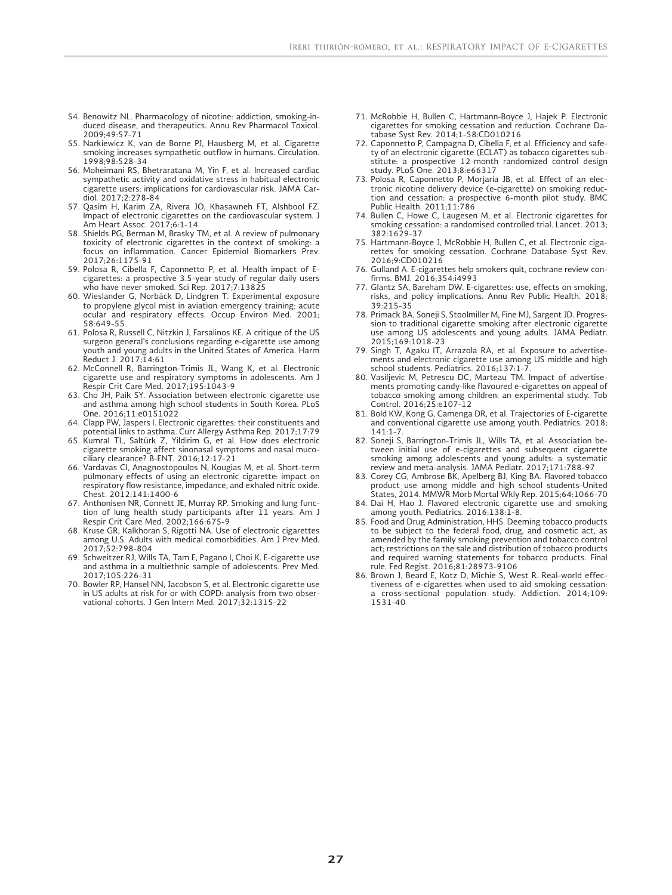54. Benowitz NL. Pharmacology of nicotine: addiction, smoking-induced disease, and therapeutics. Annu Rev Pharmacol Toxicol. 2009;49:57-71
55. Narkiewicz K, van de Borne PJ, Hausberg M, et al. Cigarette smoking increases sympathetic outflow in humans. Circulation. 1998;98:528-34
56. Moheimani RS, Bhetraratana M, Yin F, et al. Increased cardiac sympathetic activity and oxidative stress in habitual electronic cigarette users: implications for cardiovascular risk. JAMA Cardiol. 2017;2:278-84
57. Qasim H, Karim ZA, Rivera JO, Khasawneh FT, Alshbool FZ. Impact of electronic cigarettes on the cardiovascular system. J Am Heart Assoc. 2017;6:1-14.
58. Shields PG, Berman M, Brasky TM, et al. A review of pulmonary toxicity of electronic cigarettes in the context of smoking: a focus on inflammation. Cancer Epidemiol Biomarkers Prev. 2017;26:1175-91
59. Polosa R, Cibella F, Caponnetto P, et al. Health impact of E-cigarettes: a prospective 3.5-year study of regular daily users who have never smoked. Sci Rep. 2017;7:13825
60. Wieslander G, Norbäck D, Lindgren T. Experimental exposure to propylene glycol mist in aviation emergency training: acute ocular and respiratory effects. Occup Environ Med. 2001; 58:649-55
61. Polosa R, Russell C, Nitzkin J, Farsalinos KE. A critique of the US surgeon general's conclusions regarding e-cigarette use among youth and young adults in the United States of America. Harm Reduct J. 2017;14:61
62. McConnell R, Barrington-Trimis JL, Wang K, et al. Electronic cigarette use and respiratory symptoms in adolescents. Am J Respir Crit Care Med. 2017;195:1043-9
63. Cho JH, Paik SY. Association between electronic cigarette use and asthma among high school students in South Korea. PLoS One. 2016;11:e0151022
64. Clapp PW, Jaspers I. Electronic cigarettes: their constituents and potential links to asthma. Curr Allergy Asthma Rep. 2017;17:79
65. Kumral TL, Saltürk Z, Yildirim G, et al. How does electronic cigarette smoking affect sinonasal symptoms and nasal mucociliary clearance? B-ENT. 2016;12:17-21
66. Vardavas CI, Anagnostopoulos N, Kougias M, et al. Short-term pulmonary effects of using an electronic cigarette: impact on respiratory flow resistance, impedance, and exhaled nitric oxide. Chest. 2012;141:1400-6
67. Anthonisen NR, Connett JE, Murray RP. Smoking and lung function of lung health study participants after 11 years. Am J Respir Crit Care Med. 2002;166:675-9
68. Kruse GR, Kalkhoran S, Rigotti NA. Use of electronic cigarettes among U.S. Adults with medical comorbidities. Am J Prev Med. 2017;52:798-804
69. Schweitzer RJ, Wills TA, Tam E, Pagano I, Choi K. E-cigarette use and asthma in a multiethnic sample of adolescents. Prev Med. 2017;105:226-31
70. Bowler RP, Hansel NN, Jacobson S, et al. Electronic cigarette use in US adults at risk for or with COPD: analysis from two observational cohorts. J Gen Intern Med. 2017;32:1315-22
71. McRobbie H, Bullen C, Hartmann-Boyce J, Hajek P. Electronic cigarettes for smoking cessation and reduction. Cochrane Database Syst Rev. 2014;1-58:CD010216
72. Caponnetto P, Campagna D, Cibella F, et al. Efficiency and safety of an electronic cigarette (ECLAT) as tobacco cigarettes substitute: a prospective 12-month randomized control design study. PLoS One. 2013;8:e66317
73. Polosa R, Caponnetto P, Morjaria JB, et al. Effect of an electronic nicotine delivery device (e-cigarette) on smoking reduction and cessation: a prospective 6-month pilot study. BMC Public Health. 2011;11:786
74. Bullen C, Howe C, Laugesen M, et al. Electronic cigarettes for smoking cessation: a randomised controlled trial. Lancet. 2013; 382:1629-37
75. Hartmann-Boyce J, McRobbie H, Bullen C, et al. Electronic cigarettes for smoking cessation. Cochrane Database Syst Rev. 2016;9:CD010216
76. Gulland A. E-cigarettes help smokers quit, cochrane review confirms. BMJ. 2016;354:i4993
77. Glantz SA, Bareham DW. E-cigarettes: use, effects on smoking, risks, and policy implications. Annu Rev Public Health. 2018; 39:215-35
78. Primack BA, Soneji S, Stoolmiller M, Fine MJ, Sargent JD. Progression to traditional cigarette smoking after electronic cigarette use among US adolescents and young adults. JAMA Pediatr. 2015;169:1018-23
79. Singh T, Agaku IT, Arrazola RA, et al. Exposure to advertisements and electronic cigarette use among US middle and high school students. Pediatrics. 2016;137:1-7.
80. Vasiljevic M, Petrescu DC, Marteau TM. Impact of advertisements promoting candy-like flavoured e-cigarettes on appeal of tobacco smoking among children: an experimental study. Tob Control. 2016;25:e107-12
81. Bold KW, Kong G, Camenga DR, et al. Trajectories of E-cigarette and conventional cigarette use among youth. Pediatrics. 2018; 141:1-7.
82. Soneji S, Barrington-Trimis JL, Wills TA, et al. Association between initial use of e-cigarettes and subsequent cigarette smoking among adolescents and young adults: a systematic review and meta-analysis. JAMA Pediatr. 2017;171:788-97
83. Corey CG, Ambrose BK, Apelberg BJ, King BA. Flavored tobacco product use among middle and high school students-United States, 2014. MMWR Morb Mortal Wkly Rep. 2015;64:1066-70
84. Dai H, Hao J. Flavored electronic cigarette use and smoking among youth. Pediatrics. 2016;138:1-8.
85. Food and Drug Administration, HHS. Deeming tobacco products to be subject to the federal food, drug, and cosmetic act, as amended by the family smoking prevention and tobacco control act; restrictions on the sale and distribution of tobacco products and required warning statements for tobacco products. Final rule. Fed Regist. 2016;81:28973-9106
86. Brown J, Beard E, Kotz D, Michie S, West R. Real-world effectiveness of e-cigarettes when used to aid smoking cessation: a cross-sectional population study. Addiction. 2014;109: 1531-40